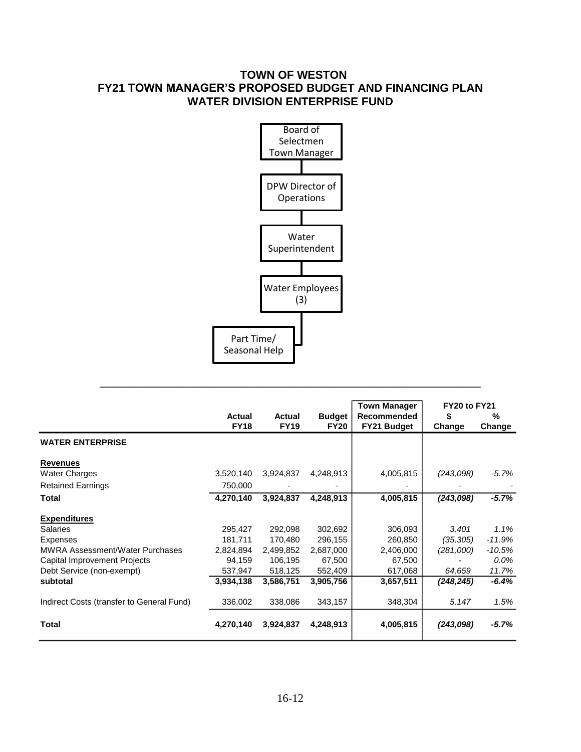# TOWN OF WESTON
## FY21 TOWN MANAGER'S PROPOSED BUDGET AND FINANCING PLAN
## WATER DIVISION ENTERPRISE FUND

Board of Selectmen Town Manager

DPW Director of Operations

Water Superintendent

Water Employees (3)

Part Time/ Seasonal Help

| | Actual FY18 | Actual FY19 | Budget FY20 | Town Manager Recommended FY21 Budget | FY20 to FY21 $ Change | FY20 to FY21 % Change |
|---|---|---|---|---|---|---|
| **WATER ENTERPRISE** | | | | | | |
| **Revenues** | | | | | | |
| Water Charges | 3,520,140 | 3,924,837 | 4,248,913 | 4,005,815 | *(243,098)* | *-5.7%* |
| Retained Earnings | 750,000 | - | - | - | - | - |
| **Total** | **4,270,140** | **3,924,837** | **4,248,913** | **4,005,815** | ***(243,098)*** | ***-5.7%*** |
| **Expenditures** | | | | | | |
| Salaries | 295,427 | 292,098 | 302,692 | 306,093 | *3,401* | *1.1%* |
| Expenses | 181,711 | 170,480 | 296,155 | 260,850 | *(35,305)* | *-11.9%* |
| MWRA Assessment/Water Purchases | 2,824,894 | 2,499,852 | 2,687,000 | 2,406,000 | *(281,000)* | *-10.5%* |
| Capital Improvement Projects | 94,159 | 106,195 | 67,500 | 67,500 | - | *0.0%* |
| Debt Service (non-exempt) | 537,947 | 518,125 | 552,409 | 617,068 | *64,659* | *11.7%* |
| **subtotal** | **3,934,138** | **3,586,751** | **3,905,756** | **3,657,511** | ***(248,245)*** | ***-6.4%*** |
| Indirect Costs (transfer to General Fund) | 336,002 | 338,086 | 343,157 | 348,304 | *5,147* | *1.5%* |
| **Total** | **4,270,140** | **3,924,837** | **4,248,913** | **4,005,815** | ***(243,098)*** | ***-5.7%*** |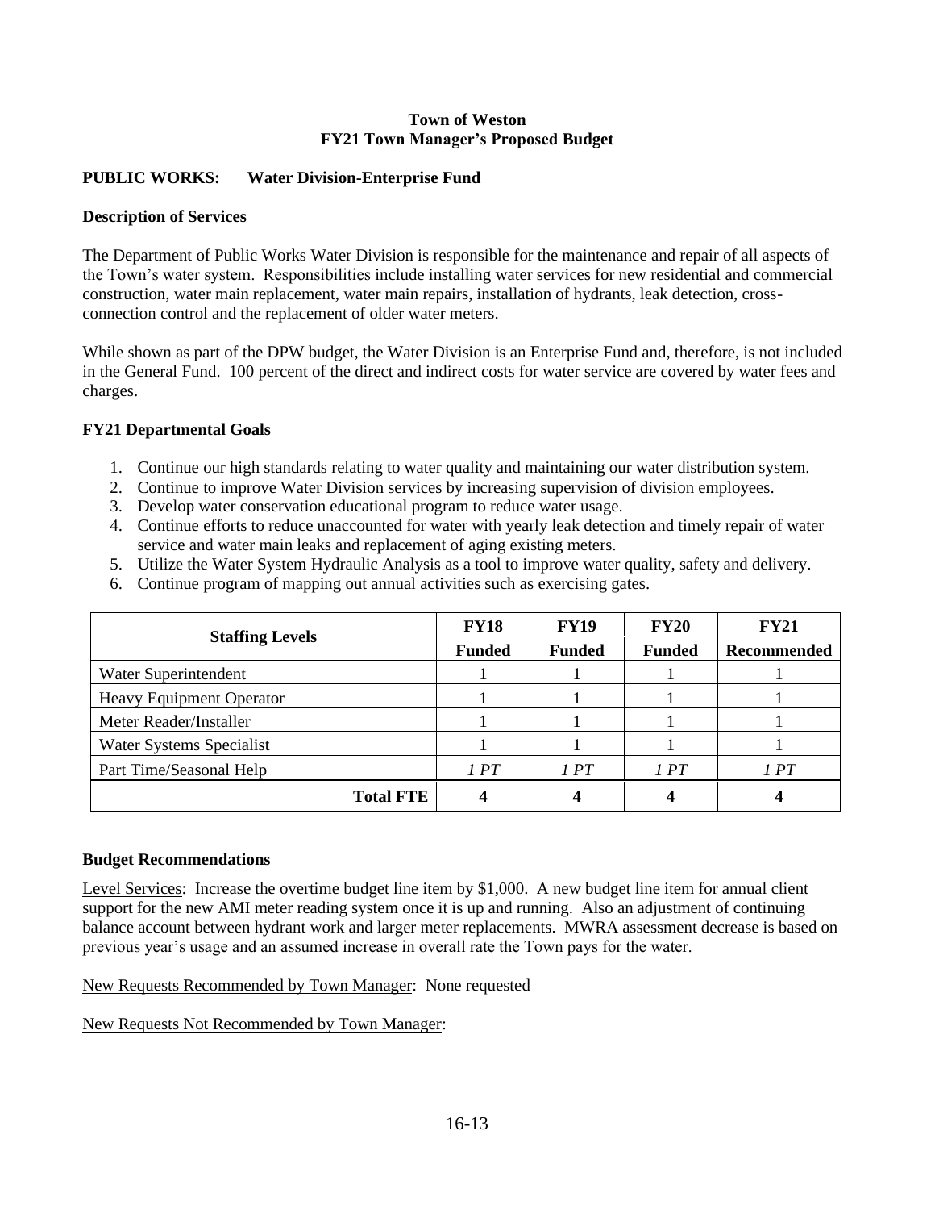**Town of Weston**
**FY21 Town Manager's Proposed Budget**

**PUBLIC WORKS: Water Division-Enterprise Fund**

**Description of Services**

The Department of Public Works Water Division is responsible for the maintenance and repair of all aspects of the Town's water system. Responsibilities include installing water services for new residential and commercial construction, water main replacement, water main repairs, installation of hydrants, leak detection, cross-connection control and the replacement of older water meters.

While shown as part of the DPW budget, the Water Division is an Enterprise Fund and, therefore, is not included in the General Fund. 100 percent of the direct and indirect costs for water service are covered by water fees and charges.

**FY21 Departmental Goals**

1. Continue our high standards relating to water quality and maintaining our water distribution system.
2. Continue to improve Water Division services by increasing supervision of division employees.
3. Develop water conservation educational program to reduce water usage.
4. Continue efforts to reduce unaccounted for water with yearly leak detection and timely repair of water service and water main leaks and replacement of aging existing meters.
5. Utilize the Water System Hydraulic Analysis as a tool to improve water quality, safety and delivery.
6. Continue program of mapping out annual activities such as exercising gates.

| Staffing Levels | FY18 Funded | FY19 Funded | FY20 Funded | FY21 Recommended |
|---|---|---|---|---|
| Water Superintendent | 1 | 1 | 1 | 1 |
| Heavy Equipment Operator | 1 | 1 | 1 | 1 |
| Meter Reader/Installer | 1 | 1 | 1 | 1 |
| Water Systems Specialist | 1 | 1 | 1 | 1 |
| Part Time/Seasonal Help | *1 PT* | *1 PT* | *1 PT* | *1 PT* |
| **Total FTE** | **4** | **4** | **4** | **4** |

**Budget Recommendations**

Level Services: Increase the overtime budget line item by $1,000. A new budget line item for annual client support for the new AMI meter reading system once it is up and running. Also an adjustment of continuing balance account between hydrant work and larger meter replacements. MWRA assessment decrease is based on previous year's usage and an assumed increase in overall rate the Town pays for the water.

New Requests Recommended by Town Manager: None requested

New Requests Not Recommended by Town Manager: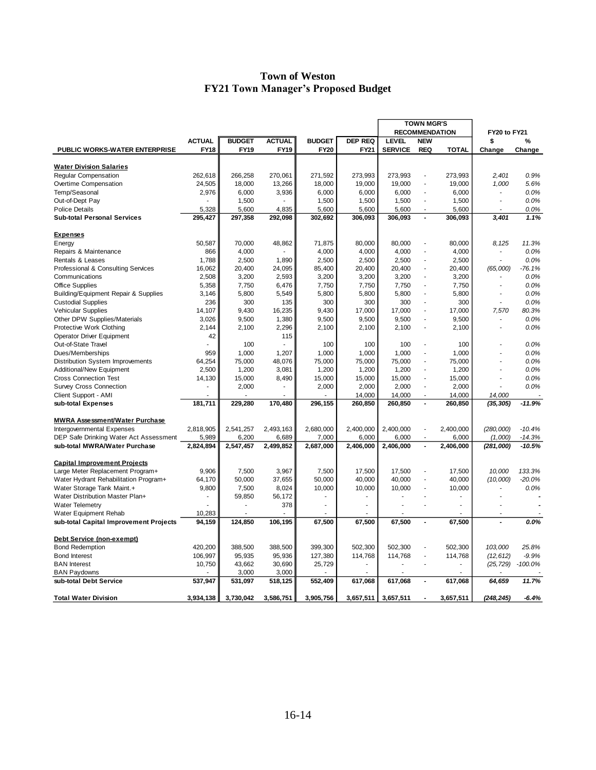# Town of Weston
## FY21 Town Manager's Proposed Budget

| PUBLIC WORKS-WATER ENTERPRISE | ACTUAL FY18 | BUDGET FY19 | ACTUAL FY19 | BUDGET FY20 | DEP REQ FY21 | TOWN MGR'S RECOMMENDATION LEVEL SERVICE | NEW REQ | TOTAL | FY20 to FY21 $ Change | % Change |
|---|---|---|---|---|---|---|---|---|---|---|
| **Water Division Salaries** | | | | | | | | | | |
| Regular Compensation | 262,618 | 266,258 | 270,061 | 271,592 | 273,993 | 273,993 | - | 273,993 | *2,401* | *0.9%* |
| Overtime Compensation | 24,505 | 18,000 | 13,266 | 18,000 | 19,000 | 19,000 | - | 19,000 | *1,000* | *5.6%* |
| Temp/Seasonal | 2,976 | 6,000 | 3,936 | 6,000 | 6,000 | 6,000 | - | 6,000 | - | *0.0%* |
| Out-of-Dept Pay | - | 1,500 | - | 1,500 | 1,500 | 1,500 | - | 1,500 | - | *0.0%* |
| Police Details | 5,328 | 5,600 | 4,835 | 5,600 | 5,600 | 5,600 | - | 5,600 | - | *0.0%* |
| **Sub-total Personal Services** | **295,427** | **297,358** | **292,098** | **302,692** | **306,093** | **306,093** | **-** | **306,093** | ***3,401*** | ***1.1%*** |
| **Expenses** | | | | | | | | | | |
| Energy | 50,587 | 70,000 | 48,862 | 71,875 | 80,000 | 80,000 | - | 80,000 | *8,125* | *11.3%* |
| Repairs & Maintenance | 866 | 4,000 | - | 4,000 | 4,000 | 4,000 | - | 4,000 | - | *0.0%* |
| Rentals & Leases | 1,788 | 2,500 | 1,890 | 2,500 | 2,500 | 2,500 | - | 2,500 | - | *0.0%* |
| Professional & Consulting Services | 16,062 | 20,400 | 24,095 | 85,400 | 20,400 | 20,400 | - | 20,400 | *(65,000)* | *-76.1%* |
| Communications | 2,508 | 3,200 | 2,593 | 3,200 | 3,200 | 3,200 | - | 3,200 | - | *0.0%* |
| Office Supplies | 5,358 | 7,750 | 6,476 | 7,750 | 7,750 | 7,750 | - | 7,750 | - | *0.0%* |
| Building/Equipment Repair & Supplies | 3,146 | 5,800 | 5,549 | 5,800 | 5,800 | 5,800 | - | 5,800 | - | *0.0%* |
| Custodial Supplies | 236 | 300 | 135 | 300 | 300 | 300 | - | 300 | - | *0.0%* |
| Vehicular Supplies | 14,107 | 9,430 | 16,235 | 9,430 | 17,000 | 17,000 | - | 17,000 | *7,570* | *80.3%* |
| Other DPW Supplies/Materials | 3,026 | 9,500 | 1,380 | 9,500 | 9,500 | 9,500 | - | 9,500 | - | *0.0%* |
| Protective Work Clothing | 2,144 | 2,100 | 2,296 | 2,100 | 2,100 | 2,100 | - | 2,100 | - | *0.0%* |
| Operator Driver Equipment | 42 | | 115 | | | | | | | |
| Out-of-State Travel | - | 100 | - | 100 | 100 | 100 | - | 100 | - | *0.0%* |
| Dues/Memberships | 959 | 1,000 | 1,207 | 1,000 | 1,000 | 1,000 | - | 1,000 | - | *0.0%* |
| Distribution System Improvements | 64,254 | 75,000 | 48,076 | 75,000 | 75,000 | 75,000 | - | 75,000 | - | *0.0%* |
| Additional/New Equipment | 2,500 | 1,200 | 3,081 | 1,200 | 1,200 | 1,200 | - | 1,200 | - | *0.0%* |
| Cross Connection Test | 14,130 | 15,000 | 8,490 | 15,000 | 15,000 | 15,000 | - | 15,000 | - | *0.0%* |
| Survey Cross Connection | - | 2,000 | - | 2,000 | 2,000 | 2,000 | - | 2,000 | - | *0.0%* |
| Client Support - AMI | - | - | - | - | 14,000 | 14,000 | - | 14,000 | *14,000* | - |
| **sub-total Expenses** | **181,711** | **229,280** | **170,480** | **296,155** | **260,850** | **260,850** | **-** | **260,850** | ***(35,305)*** | ***-11.9%*** |
| **MWRA Assessment/Water Purchase** | | | | | | | | | | |
| Intergovernmental Expenses | 2,818,905 | 2,541,257 | 2,493,163 | 2,680,000 | 2,400,000 | 2,400,000 | - | 2,400,000 | *(280,000)* | *-10.4%* |
| DEP Safe Drinking Water Act Assessment | 5,989 | 6,200 | 6,689 | 7,000 | 6,000 | 6,000 | - | 6,000 | *(1,000)* | *-14.3%* |
| **sub-total MWRA/Water Purchase** | **2,824,894** | **2,547,457** | **2,499,852** | **2,687,000** | **2,406,000** | **2,406,000** | **-** | **2,406,000** | ***(281,000)*** | ***-10.5%*** |
| **Capital Improvement Projects** | | | | | | | | | | |
| Large Meter Replacement Program+ | 9,906 | 7,500 | 3,967 | 7,500 | 17,500 | 17,500 | - | 17,500 | *10,000* | *133.3%* |
| Water Hydrant Rehabilitation Program+ | 64,170 | 50,000 | 37,655 | 50,000 | 40,000 | 40,000 | - | 40,000 | *(10,000)* | *-20.0%* |
| Water Storage Tank Maint.+ | 9,800 | 7,500 | 8,024 | 10,000 | 10,000 | 10,000 | - | 10,000 | - | *0.0%* |
| Water Distribution Master Plan+ | - | 59,850 | 56,172 | - | - | - | - | - | - | **-** |
| Water Telemetry | - | - | 378 | - | - | - | - | - | - | **-** |
| Water Equipment Rehab | 10,283 | - | - | - | - | - | | - | - | - |
| **sub-total Capital Improvement Projects** | **94,159** | **124,850** | **106,195** | **67,500** | **67,500** | **67,500** | **-** | **67,500** | **-** | ***0.0%*** |
| **Debt Service (non-exempt)** | | | | | | | | | | |
| Bond Redemption | 420,200 | 388,500 | 388,500 | 399,300 | 502,300 | 502,300 | - | 502,300 | *103,000* | *25.8%* |
| Bond Interest | 106,997 | 95,935 | 95,936 | 127,380 | 114,768 | 114,768 | - | 114,768 | *(12,612)* | *-9.9%* |
| BAN Interest | 10,750 | 43,662 | 30,690 | 25,729 | - | - | - | - | *(25,729)* | *-100.0%* |
| BAN Paydowns | - | 3,000 | 3,000 | - | - | - | | - | - | - |
| **sub-total Debt Service** | **537,947** | **531,097** | **518,125** | **552,409** | **617,068** | **617,068** | **-** | **617,068** | ***64,659*** | ***11.7%*** |
| **Total Water Division** | **3,934,138** | **3,730,042** | **3,586,751** | **3,905,756** | **3,657,511** | **3,657,511** | **-** | **3,657,511** | ***(248,245)*** | ***-6.4%*** |